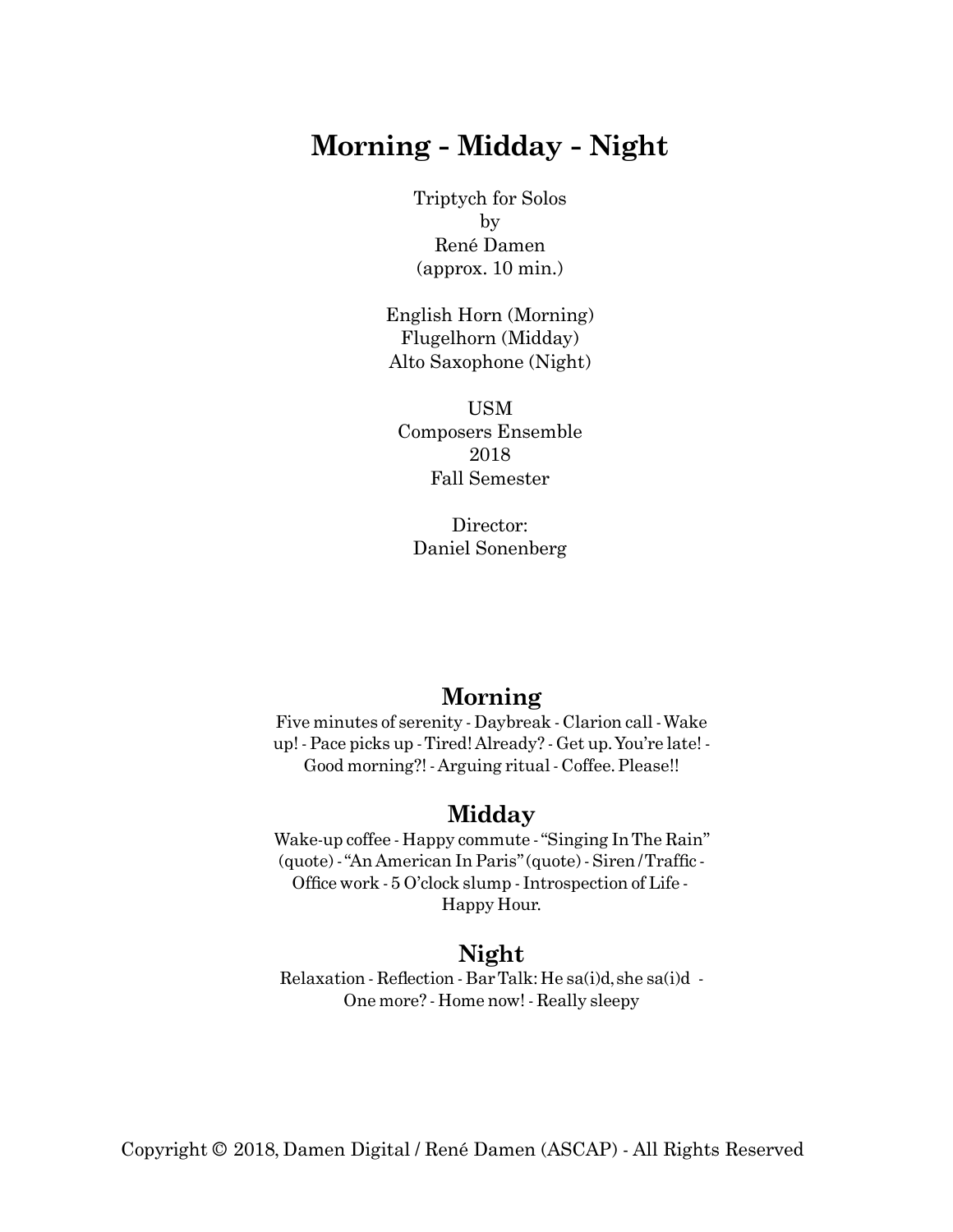# Morning - Midday - Night

Triptych for Solos
by
René Damen
(approx. 10 min.)

English Horn (Morning)
Flugelhorn (Midday)
Alto Saxophone (Night)

USM
Composers Ensemble
2018
Fall Semester

Director:
Daniel Sonenberg

## Morning

Five minutes of serenity - Daybreak - Clarion call - Wake up! - Pace picks up - Tired! Already? - Get up. You're late! - Good morning?! - Arguing ritual - Coffee. Please!!

## Midday

Wake-up coffee - Happy commute - "Singing In The Rain" (quote) - "An American In Paris" (quote) - Siren / Traffic - Office work - 5 O'clock slump - Introspection of Life - Happy Hour.

## Night

Relaxation - Reflection - Bar Talk: He sa(i)d, she sa(i)d - One more? - Home now! - Really sleepy

Copyright © 2018, Damen Digital / René Damen (ASCAP) - All Rights Reserved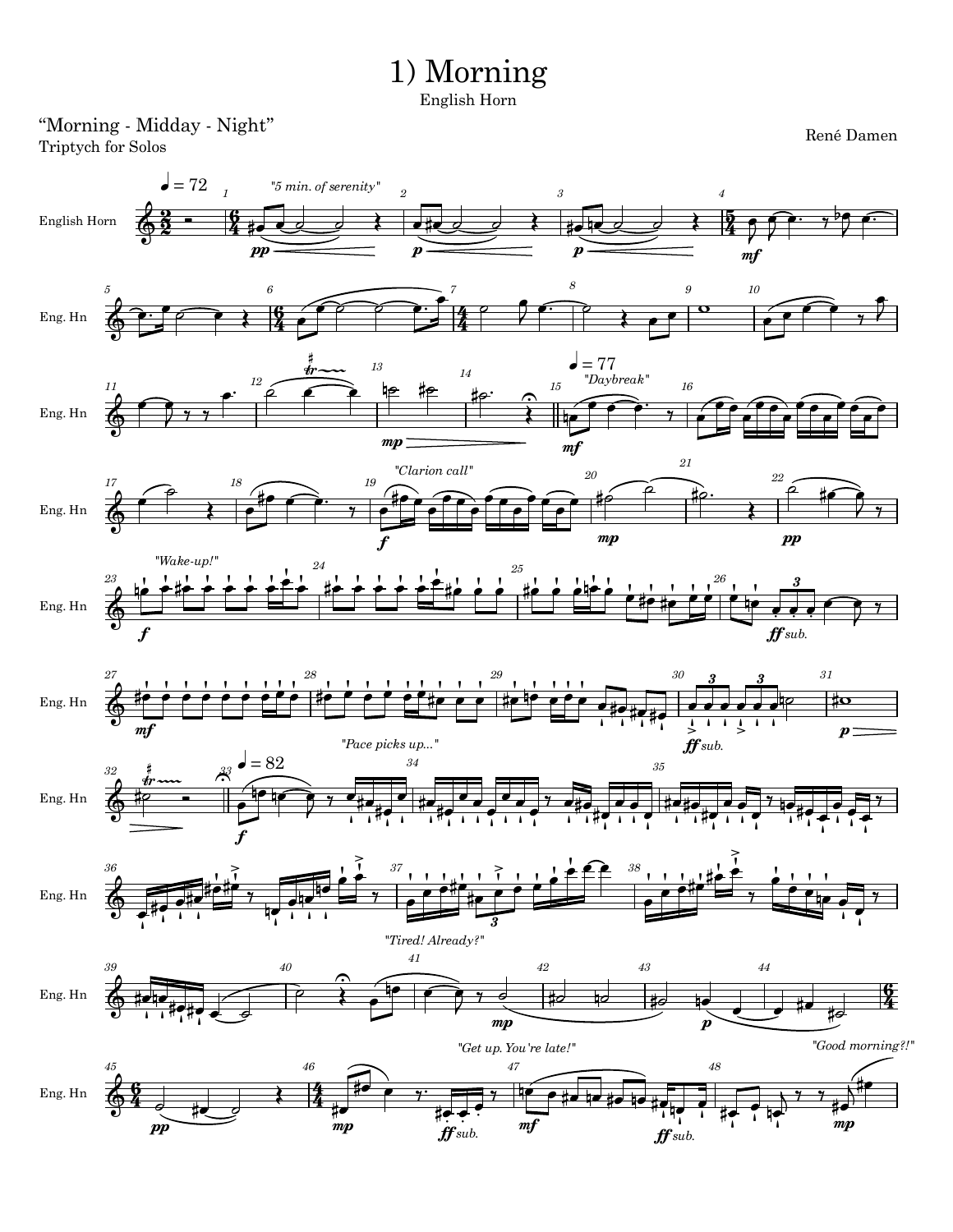# 1) Morning

English Horn

"Morning - Midday - Night"
Triptych for Solos

René Damen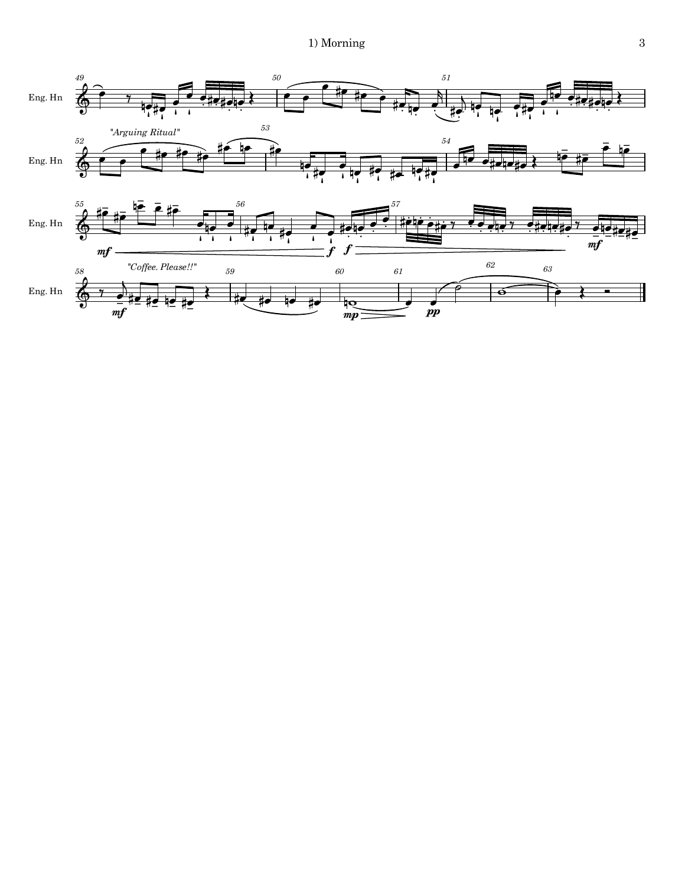# 1) Morning

Eng. Hn

"*Arguing Ritual*"

"*Coffee. Please!!*"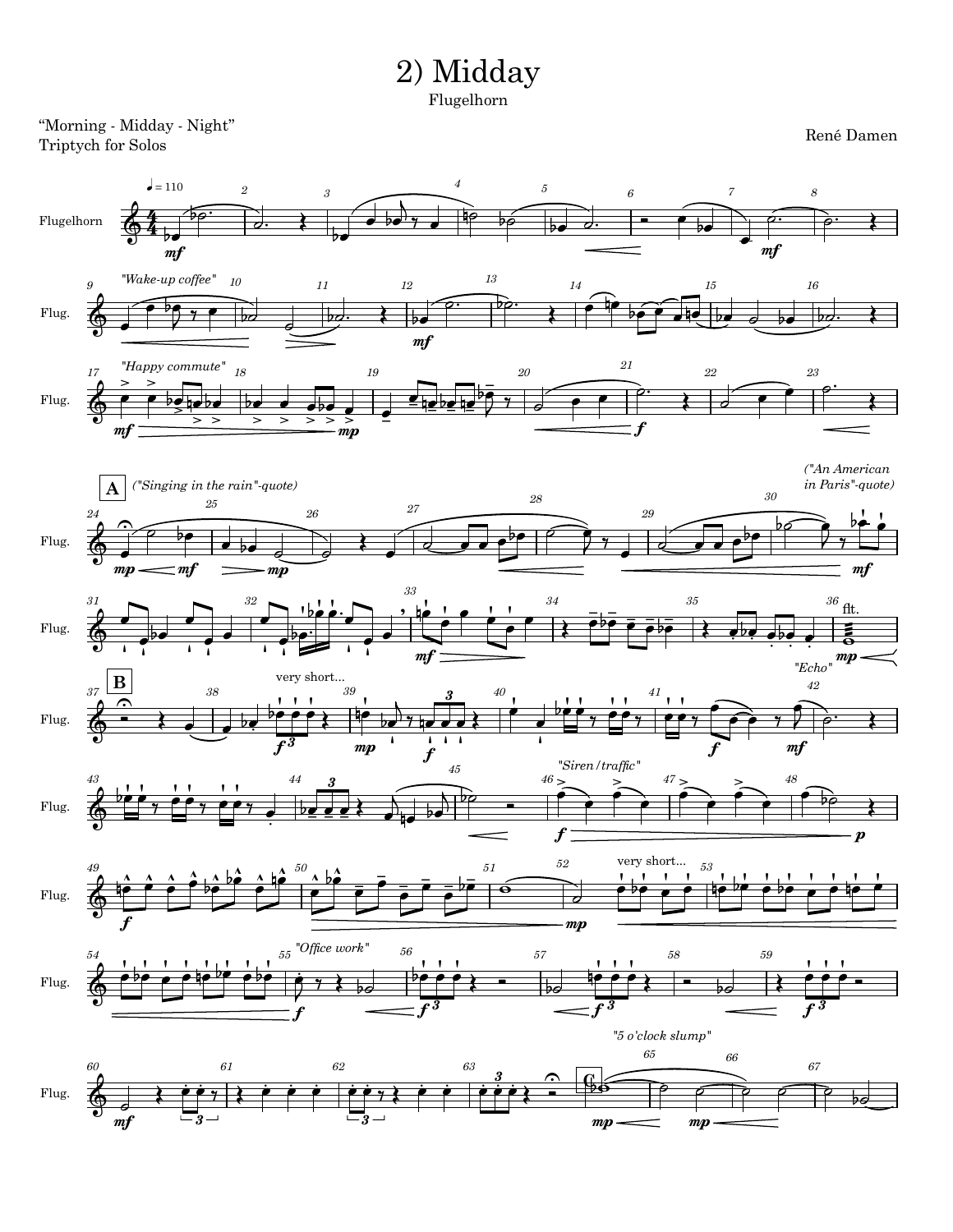# 2) Midday

Flugelhorn

"Morning - Midday - Night"
Triptych for Solos

René Damen

♩ = 110

*"Wake-up coffee"*

*"Happy commute"*

**A** *("Singing in the rain"-quote)*

*("An American in Paris"-quote)*

flt.

*"Echo"*

**B**

very short...

*"Siren/traffic"*

very short...

*"Office work"*

*"5 o'clock slump"*

**C**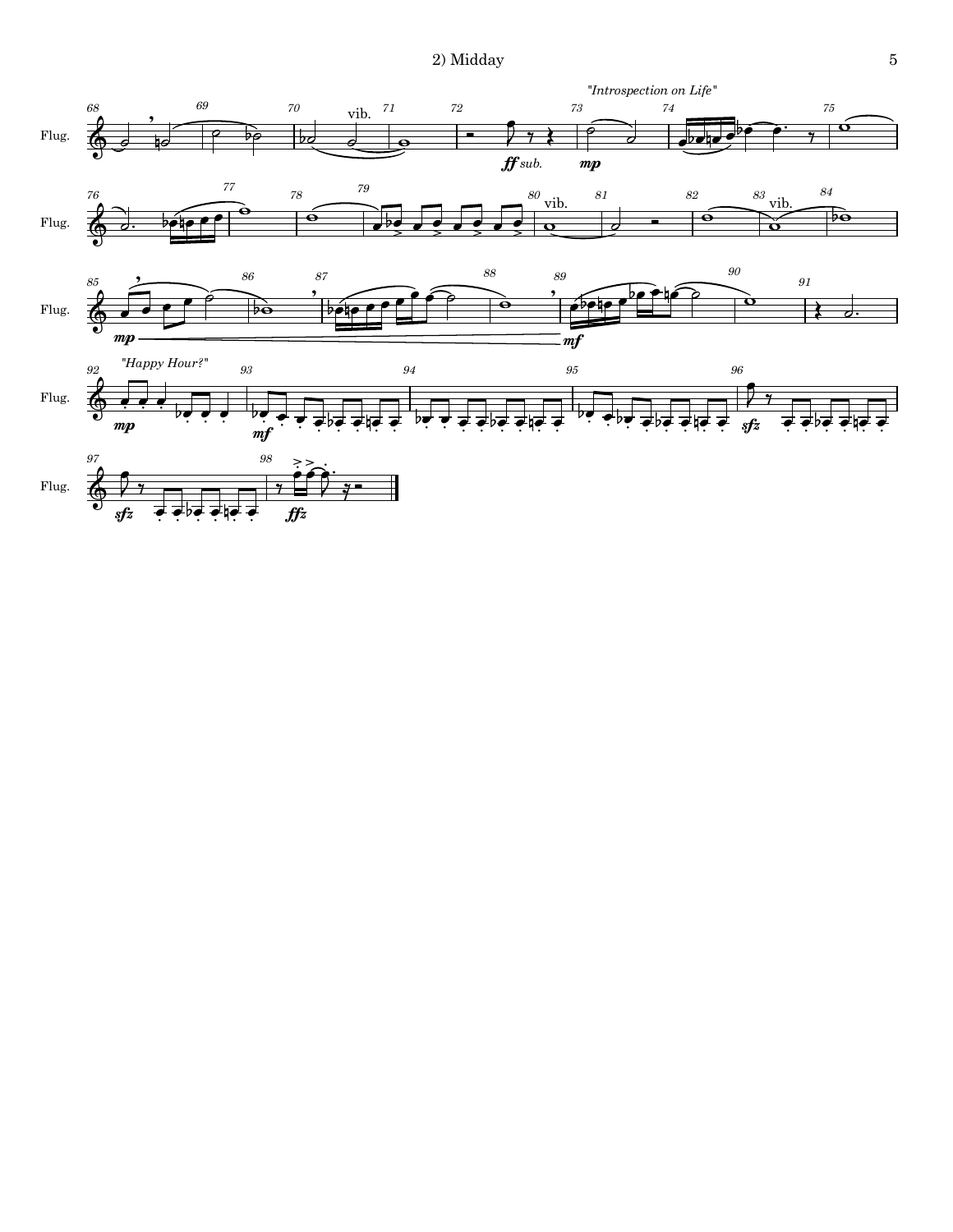"Introspection on Life"

"Happy Hour?"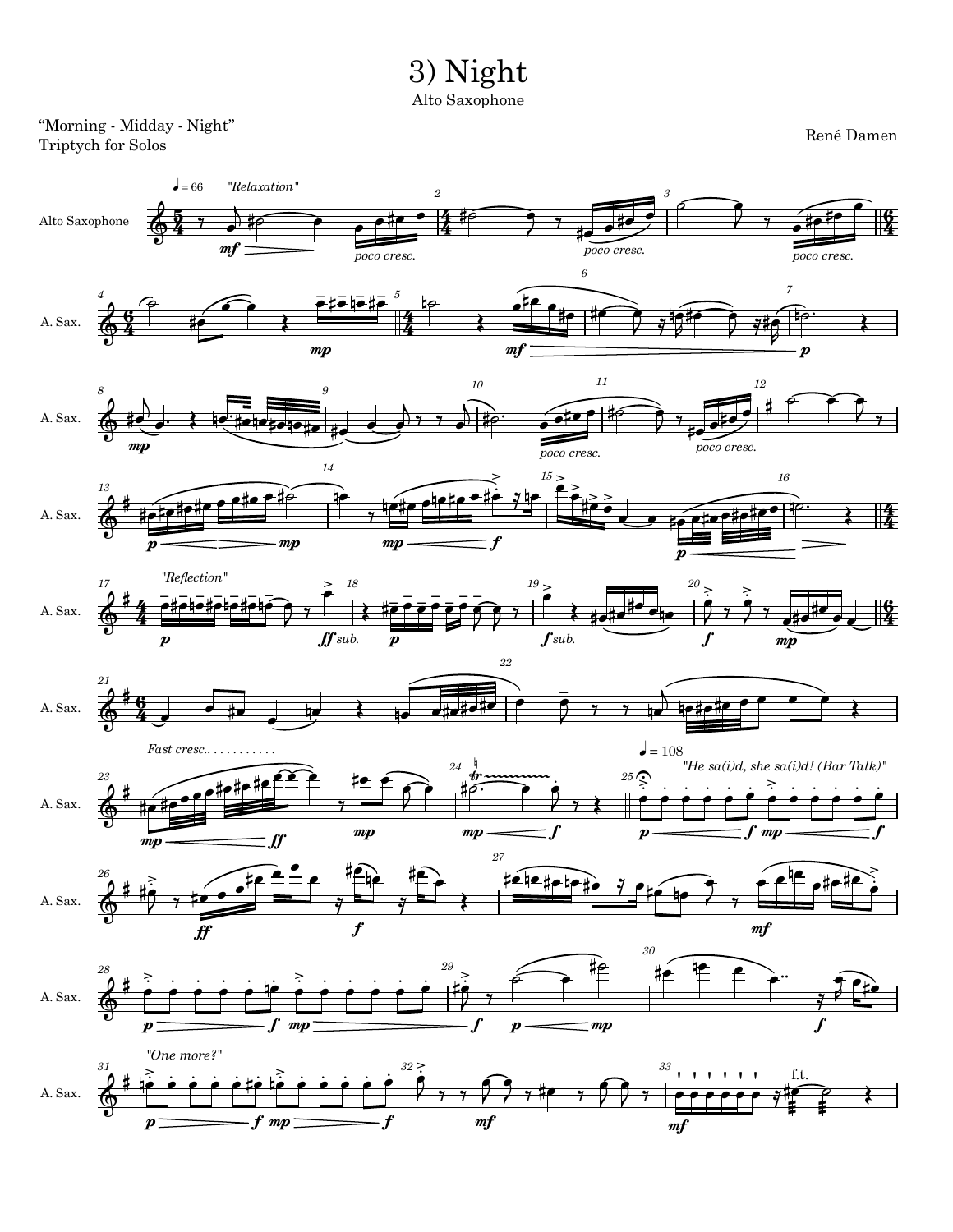# 3) Night

Alto Saxophone

"Morning - Midday - Night"
Triptych for Solos

René Damen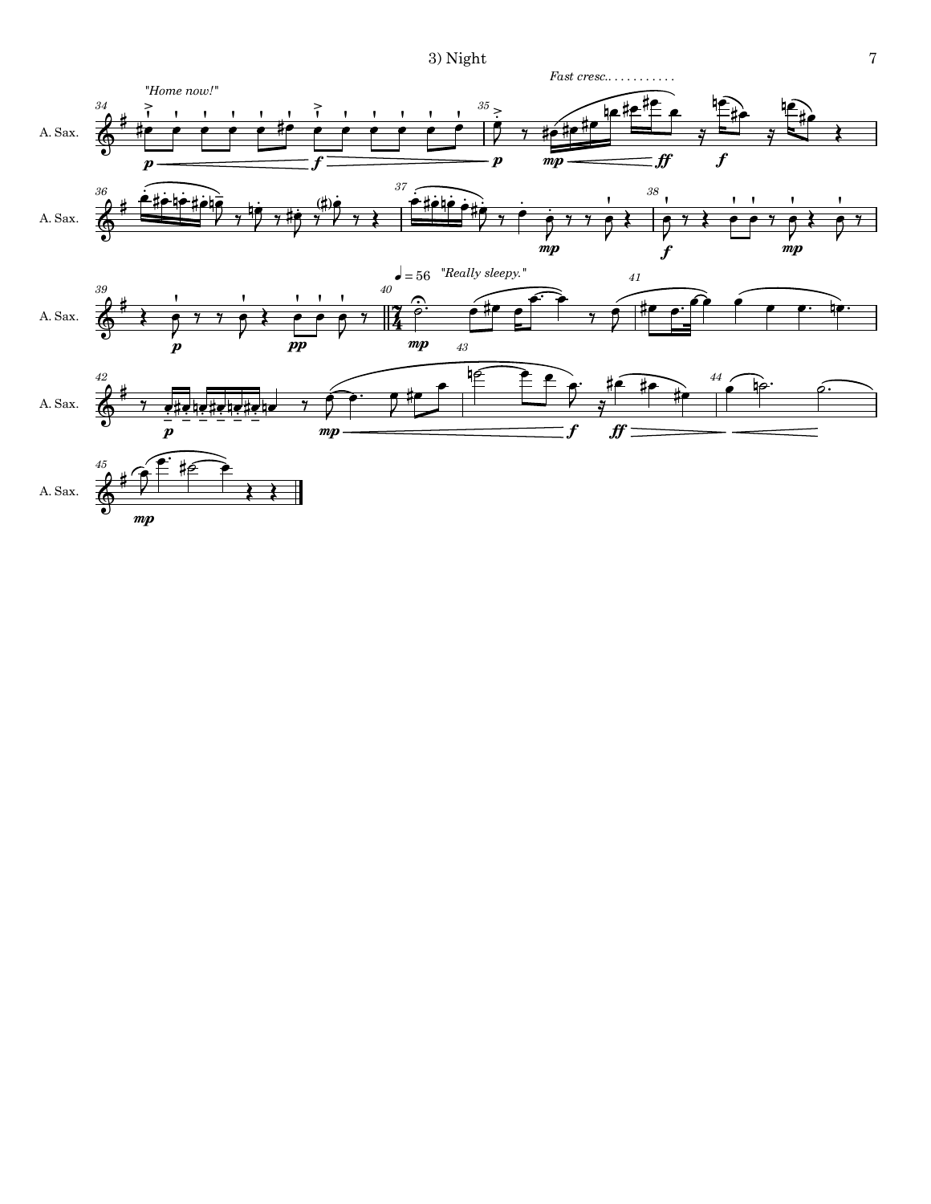# 3) Night

"Home now!"

*Fast cresc.. . . . . . . . . . .*

"Really sleepy."